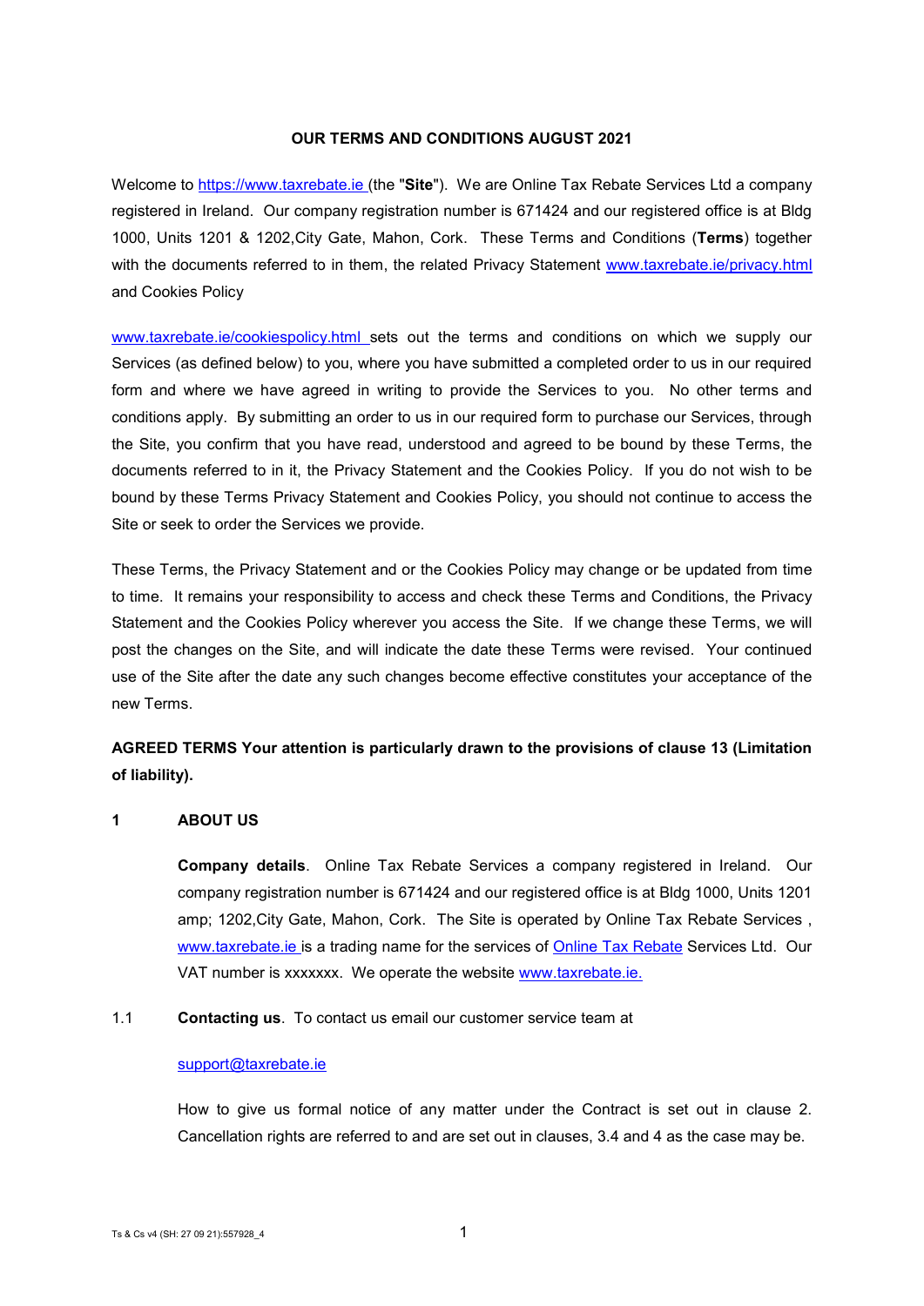**OUR TERMS AND CONDITIONS AUGUST 2021**

Welcome to https://www.taxrebate.ie (the "**Site**"). We are Online Tax Rebate Services Ltd a company registered in Ireland. Our company registration number is 671424 and our registered office is at Bldg 1000, Units 1201 & 1202,City Gate, Mahon, Cork. These Terms and Conditions (**Terms**) together with the documents referred to in them, the related Privacy Statement www.taxrebate.ie/privacy.html and Cookies Policy

www.taxrebate.ie/cookiespolicy.html sets out the terms and conditions on which we supply our Services (as defined below) to you, where you have submitted a completed order to us in our required form and where we have agreed in writing to provide the Services to you. No other terms and conditions apply. By submitting an order to us in our required form to purchase our Services, through the Site, you confirm that you have read, understood and agreed to be bound by these Terms, the documents referred to in it, the Privacy Statement and the Cookies Policy. If you do not wish to be bound by these Terms Privacy Statement and Cookies Policy, you should not continue to access the Site or seek to order the Services we provide.

These Terms, the Privacy Statement and or the Cookies Policy may change or be updated from time to time. It remains your responsibility to access and check these Terms and Conditions, the Privacy Statement and the Cookies Policy wherever you access the Site. If we change these Terms, we will post the changes on the Site, and will indicate the date these Terms were revised. Your continued use of the Site after the date any such changes become effective constitutes your acceptance of the new Terms.

**AGREED TERMS Your attention is particularly drawn to the provisions of clause 13 (Limitation of liability).**

## 1 ABOUT US

**Company details**. Online Tax Rebate Services a company registered in Ireland. Our company registration number is 671424 and our registered office is at Bldg 1000, Units 1201 amp; 1202,City Gate, Mahon, Cork. The Site is operated by Online Tax Rebate Services , www.taxrebate.ie is a trading name for the services of Online Tax Rebate Services Ltd. Our VAT number is xxxxxxx. We operate the website www.taxrebate.ie.

1.1 **Contacting us**. To contact us email our customer service team at

support@taxrebate.ie

How to give us formal notice of any matter under the Contract is set out in clause 2. Cancellation rights are referred to and are set out in clauses, 3.4 and 4 as the case may be.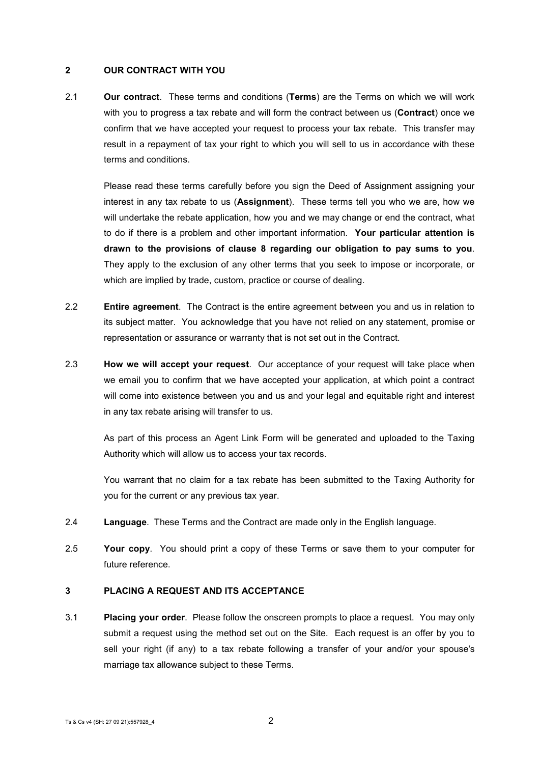## 2 OUR CONTRACT WITH YOU

2.1 **Our contract**. These terms and conditions (**Terms**) are the Terms on which we will work with you to progress a tax rebate and will form the contract between us (**Contract**) once we confirm that we have accepted your request to process your tax rebate. This transfer may result in a repayment of tax your right to which you will sell to us in accordance with these terms and conditions.

Please read these terms carefully before you sign the Deed of Assignment assigning your interest in any tax rebate to us (**Assignment**). These terms tell you who we are, how we will undertake the rebate application, how you and we may change or end the contract, what to do if there is a problem and other important information. **Your particular attention is drawn to the provisions of clause 8 regarding our obligation to pay sums to you**. They apply to the exclusion of any other terms that you seek to impose or incorporate, or which are implied by trade, custom, practice or course of dealing.

2.2 **Entire agreement**. The Contract is the entire agreement between you and us in relation to its subject matter. You acknowledge that you have not relied on any statement, promise or representation or assurance or warranty that is not set out in the Contract.

2.3 **How we will accept your request**. Our acceptance of your request will take place when we email you to confirm that we have accepted your application, at which point a contract will come into existence between you and us and your legal and equitable right and interest in any tax rebate arising will transfer to us.

As part of this process an Agent Link Form will be generated and uploaded to the Taxing Authority which will allow us to access your tax records.

You warrant that no claim for a tax rebate has been submitted to the Taxing Authority for you for the current or any previous tax year.

2.4 **Language**. These Terms and the Contract are made only in the English language.

2.5 **Your copy**. You should print a copy of these Terms or save them to your computer for future reference.

## 3 PLACING A REQUEST AND ITS ACCEPTANCE

3.1 **Placing your order**. Please follow the onscreen prompts to place a request. You may only submit a request using the method set out on the Site. Each request is an offer by you to sell your right (if any) to a tax rebate following a transfer of your and/or your spouse's marriage tax allowance subject to these Terms.

Ts & Cs v4 (SH: 27 09 21):557928_4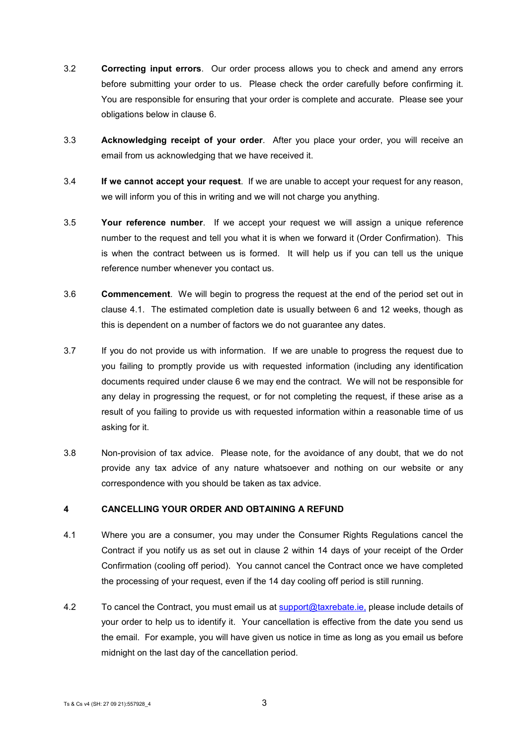3.2 **Correcting input errors**. Our order process allows you to check and amend any errors before submitting your order to us. Please check the order carefully before confirming it. You are responsible for ensuring that your order is complete and accurate. Please see your obligations below in clause 6.

3.3 **Acknowledging receipt of your order**. After you place your order, you will receive an email from us acknowledging that we have received it.

3.4 **If we cannot accept your request**. If we are unable to accept your request for any reason, we will inform you of this in writing and we will not charge you anything.

3.5 **Your reference number**. If we accept your request we will assign a unique reference number to the request and tell you what it is when we forward it (Order Confirmation). This is when the contract between us is formed. It will help us if you can tell us the unique reference number whenever you contact us.

3.6 **Commencement**. We will begin to progress the request at the end of the period set out in clause 4.1. The estimated completion date is usually between 6 and 12 weeks, though as this is dependent on a number of factors we do not guarantee any dates.

3.7 If you do not provide us with information. If we are unable to progress the request due to you failing to promptly provide us with requested information (including any identification documents required under clause 6 we may end the contract. We will not be responsible for any delay in progressing the request, or for not completing the request, if these arise as a result of you failing to provide us with requested information within a reasonable time of us asking for it.

3.8 Non-provision of tax advice. Please note, for the avoidance of any doubt, that we do not provide any tax advice of any nature whatsoever and nothing on our website or any correspondence with you should be taken as tax advice.

## 4 CANCELLING YOUR ORDER AND OBTAINING A REFUND

4.1 Where you are a consumer, you may under the Consumer Rights Regulations cancel the Contract if you notify us as set out in clause 2 within 14 days of your receipt of the Order Confirmation (cooling off period). You cannot cancel the Contract once we have completed the processing of your request, even if the 14 day cooling off period is still running.

4.2 To cancel the Contract, you must email us at support@taxrebate.ie, please include details of your order to help us to identify it. Your cancellation is effective from the date you send us the email. For example, you will have given us notice in time as long as you email us before midnight on the last day of the cancellation period.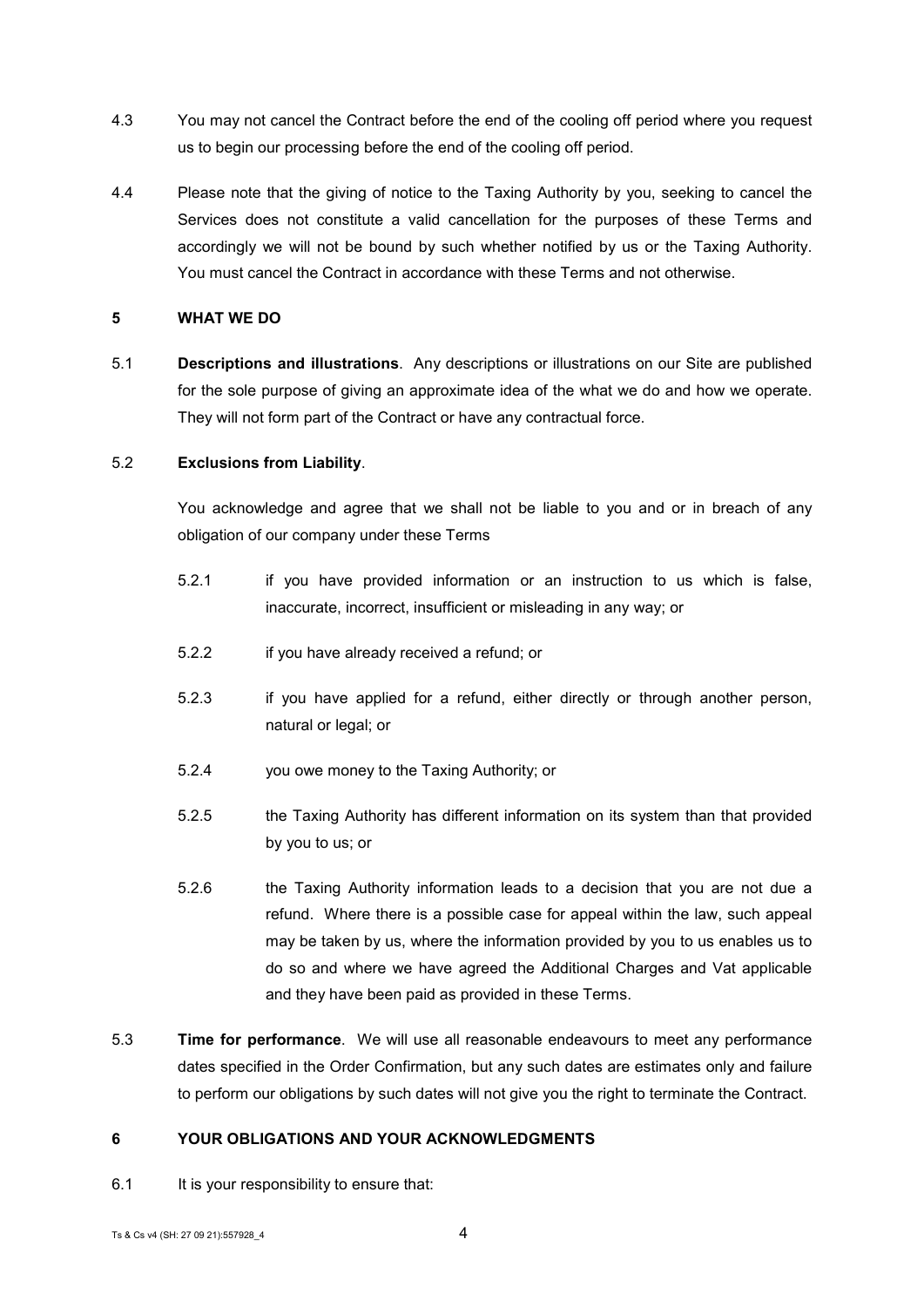4.3 You may not cancel the Contract before the end of the cooling off period where you request us to begin our processing before the end of the cooling off period.

4.4 Please note that the giving of notice to the Taxing Authority by you, seeking to cancel the Services does not constitute a valid cancellation for the purposes of these Terms and accordingly we will not be bound by such whether notified by us or the Taxing Authority. You must cancel the Contract in accordance with these Terms and not otherwise.

## 5 WHAT WE DO

5.1 **Descriptions and illustrations**. Any descriptions or illustrations on our Site are published for the sole purpose of giving an approximate idea of the what we do and how we operate. They will not form part of the Contract or have any contractual force.

5.2 **Exclusions from Liability**.

You acknowledge and agree that we shall not be liable to you and or in breach of any obligation of our company under these Terms

5.2.1 if you have provided information or an instruction to us which is false, inaccurate, incorrect, insufficient or misleading in any way; or

5.2.2 if you have already received a refund; or

5.2.3 if you have applied for a refund, either directly or through another person, natural or legal; or

5.2.4 you owe money to the Taxing Authority; or

5.2.5 the Taxing Authority has different information on its system than that provided by you to us; or

5.2.6 the Taxing Authority information leads to a decision that you are not due a refund. Where there is a possible case for appeal within the law, such appeal may be taken by us, where the information provided by you to us enables us to do so and where we have agreed the Additional Charges and Vat applicable and they have been paid as provided in these Terms.

5.3 **Time for performance**. We will use all reasonable endeavours to meet any performance dates specified in the Order Confirmation, but any such dates are estimates only and failure to perform our obligations by such dates will not give you the right to terminate the Contract.

## 6 YOUR OBLIGATIONS AND YOUR ACKNOWLEDGMENTS

6.1 It is your responsibility to ensure that: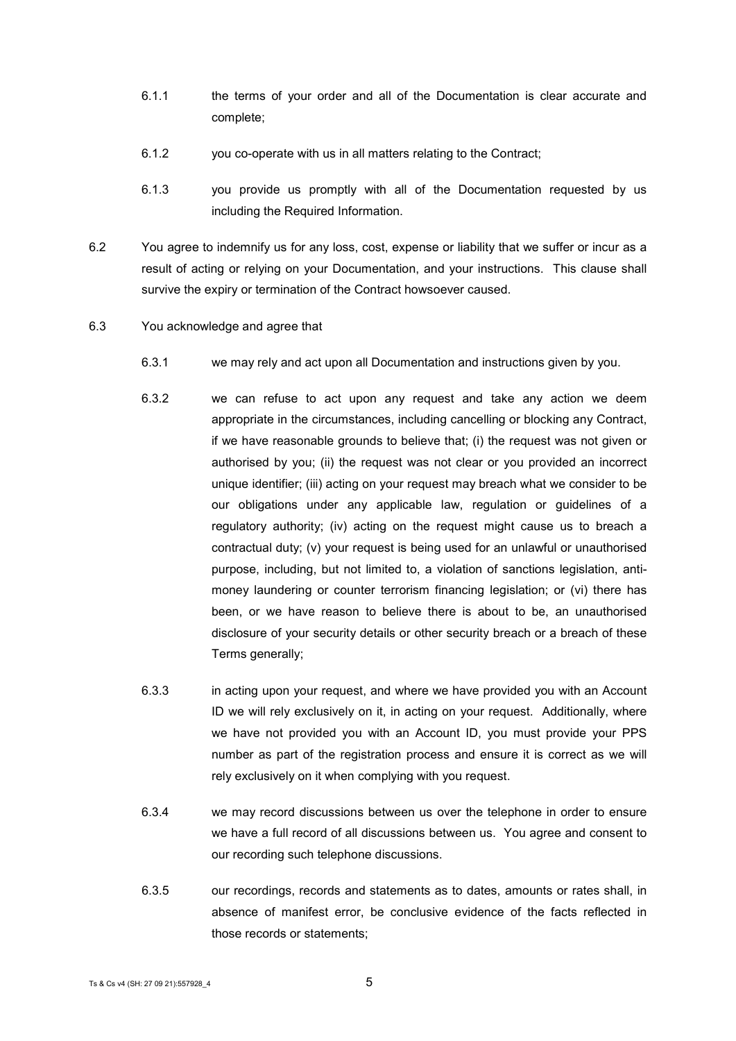6.1.1 the terms of your order and all of the Documentation is clear accurate and complete;

6.1.2 you co-operate with us in all matters relating to the Contract;

6.1.3 you provide us promptly with all of the Documentation requested by us including the Required Information.

6.2 You agree to indemnify us for any loss, cost, expense or liability that we suffer or incur as a result of acting or relying on your Documentation, and your instructions. This clause shall survive the expiry or termination of the Contract howsoever caused.

6.3 You acknowledge and agree that

6.3.1 we may rely and act upon all Documentation and instructions given by you.

6.3.2 we can refuse to act upon any request and take any action we deem appropriate in the circumstances, including cancelling or blocking any Contract, if we have reasonable grounds to believe that; (i) the request was not given or authorised by you; (ii) the request was not clear or you provided an incorrect unique identifier; (iii) acting on your request may breach what we consider to be our obligations under any applicable law, regulation or guidelines of a regulatory authority; (iv) acting on the request might cause us to breach a contractual duty; (v) your request is being used for an unlawful or unauthorised purpose, including, but not limited to, a violation of sanctions legislation, anti-money laundering or counter terrorism financing legislation; or (vi) there has been, or we have reason to believe there is about to be, an unauthorised disclosure of your security details or other security breach or a breach of these Terms generally;

6.3.3 in acting upon your request, and where we have provided you with an Account ID we will rely exclusively on it, in acting on your request. Additionally, where we have not provided you with an Account ID, you must provide your PPS number as part of the registration process and ensure it is correct as we will rely exclusively on it when complying with you request.

6.3.4 we may record discussions between us over the telephone in order to ensure we have a full record of all discussions between us. You agree and consent to our recording such telephone discussions.

6.3.5 our recordings, records and statements as to dates, amounts or rates shall, in absence of manifest error, be conclusive evidence of the facts reflected in those records or statements;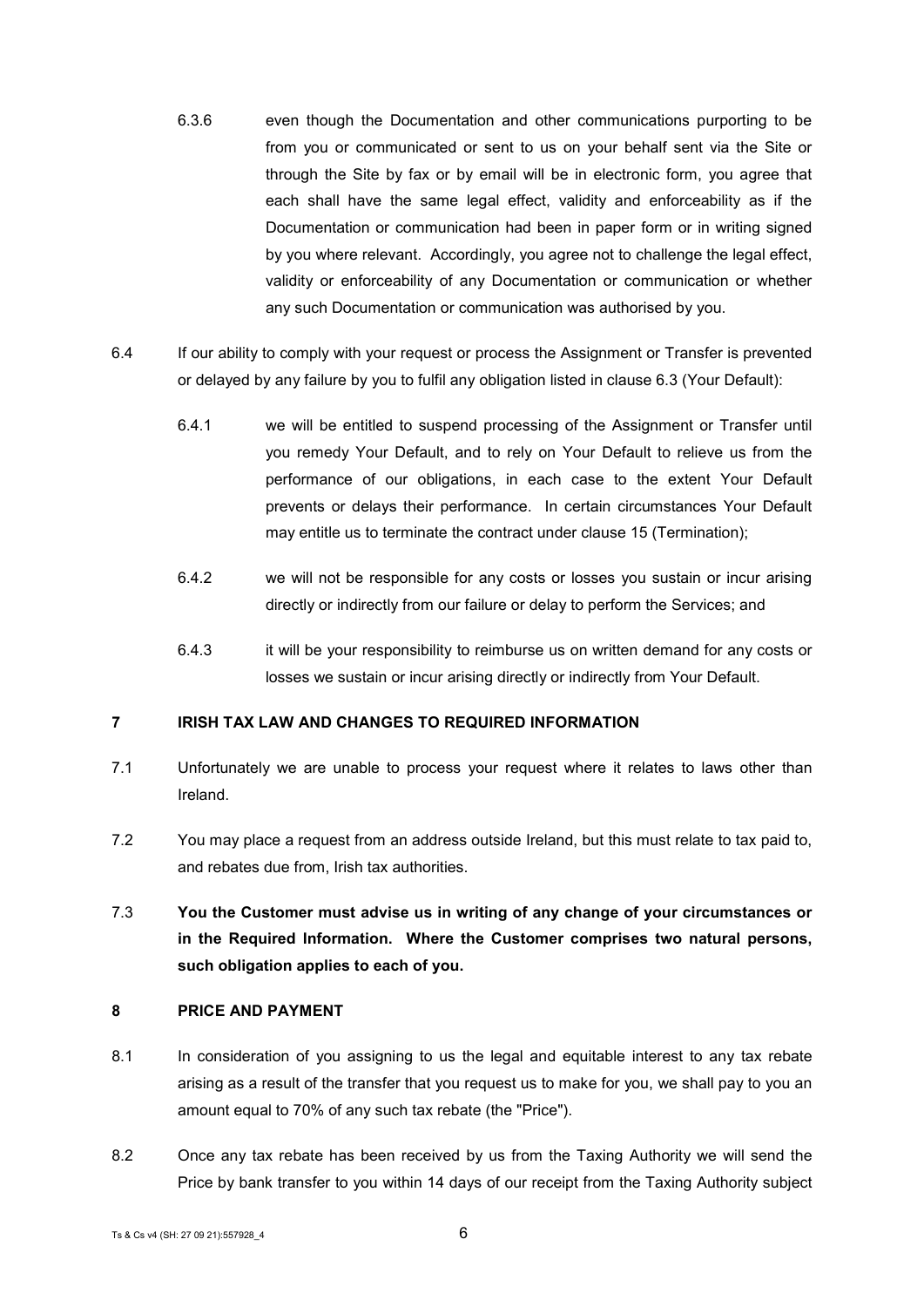6.3.6 even though the Documentation and other communications purporting to be from you or communicated or sent to us on your behalf sent via the Site or through the Site by fax or by email will be in electronic form, you agree that each shall have the same legal effect, validity and enforceability as if the Documentation or communication had been in paper form or in writing signed by you where relevant. Accordingly, you agree not to challenge the legal effect, validity or enforceability of any Documentation or communication or whether any such Documentation or communication was authorised by you.

6.4 If our ability to comply with your request or process the Assignment or Transfer is prevented or delayed by any failure by you to fulfil any obligation listed in clause 6.3 (Your Default):

6.4.1 we will be entitled to suspend processing of the Assignment or Transfer until you remedy Your Default, and to rely on Your Default to relieve us from the performance of our obligations, in each case to the extent Your Default prevents or delays their performance. In certain circumstances Your Default may entitle us to terminate the contract under clause 15 (Termination);

6.4.2 we will not be responsible for any costs or losses you sustain or incur arising directly or indirectly from our failure or delay to perform the Services; and

6.4.3 it will be your responsibility to reimburse us on written demand for any costs or losses we sustain or incur arising directly or indirectly from Your Default.

## 7 IRISH TAX LAW AND CHANGES TO REQUIRED INFORMATION

7.1 Unfortunately we are unable to process your request where it relates to laws other than Ireland.

7.2 You may place a request from an address outside Ireland, but this must relate to tax paid to, and rebates due from, Irish tax authorities.

7.3 **You the Customer must advise us in writing of any change of your circumstances or in the Required Information. Where the Customer comprises two natural persons, such obligation applies to each of you.**

## 8 PRICE AND PAYMENT

8.1 In consideration of you assigning to us the legal and equitable interest to any tax rebate arising as a result of the transfer that you request us to make for you, we shall pay to you an amount equal to 70% of any such tax rebate (the "Price").

8.2 Once any tax rebate has been received by us from the Taxing Authority we will send the Price by bank transfer to you within 14 days of our receipt from the Taxing Authority subject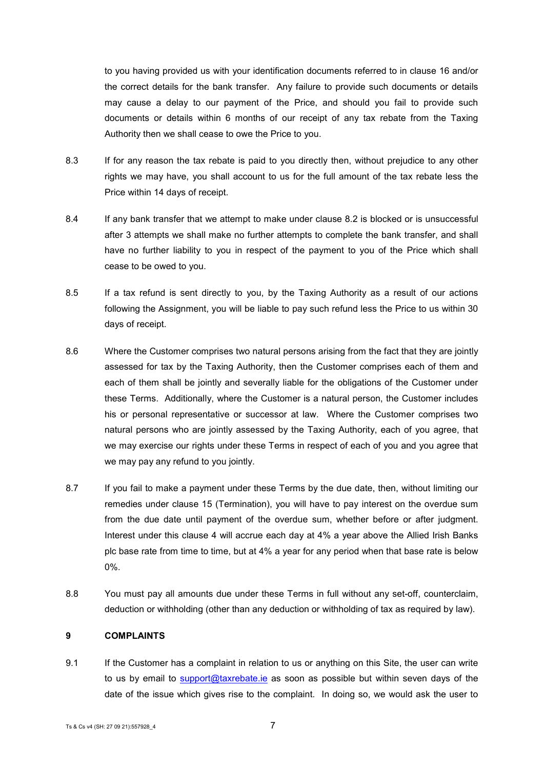to you having provided us with your identification documents referred to in clause 16 and/or the correct details for the bank transfer. Any failure to provide such documents or details may cause a delay to our payment of the Price, and should you fail to provide such documents or details within 6 months of our receipt of any tax rebate from the Taxing Authority then we shall cease to owe the Price to you.

8.3 If for any reason the tax rebate is paid to you directly then, without prejudice to any other rights we may have, you shall account to us for the full amount of the tax rebate less the Price within 14 days of receipt.

8.4 If any bank transfer that we attempt to make under clause 8.2 is blocked or is unsuccessful after 3 attempts we shall make no further attempts to complete the bank transfer, and shall have no further liability to you in respect of the payment to you of the Price which shall cease to be owed to you.

8.5 If a tax refund is sent directly to you, by the Taxing Authority as a result of our actions following the Assignment, you will be liable to pay such refund less the Price to us within 30 days of receipt.

8.6 Where the Customer comprises two natural persons arising from the fact that they are jointly assessed for tax by the Taxing Authority, then the Customer comprises each of them and each of them shall be jointly and severally liable for the obligations of the Customer under these Terms. Additionally, where the Customer is a natural person, the Customer includes his or personal representative or successor at law. Where the Customer comprises two natural persons who are jointly assessed by the Taxing Authority, each of you agree, that we may exercise our rights under these Terms in respect of each of you and you agree that we may pay any refund to you jointly.

8.7 If you fail to make a payment under these Terms by the due date, then, without limiting our remedies under clause 15 (Termination), you will have to pay interest on the overdue sum from the due date until payment of the overdue sum, whether before or after judgment. Interest under this clause 4 will accrue each day at 4% a year above the Allied Irish Banks plc base rate from time to time, but at 4% a year for any period when that base rate is below 0%.

8.8 You must pay all amounts due under these Terms in full without any set-off, counterclaim, deduction or withholding (other than any deduction or withholding of tax as required by law).

## 9 COMPLAINTS

9.1 If the Customer has a complaint in relation to us or anything on this Site, the user can write to us by email to support@taxrebate.ie as soon as possible but within seven days of the date of the issue which gives rise to the complaint. In doing so, we would ask the user to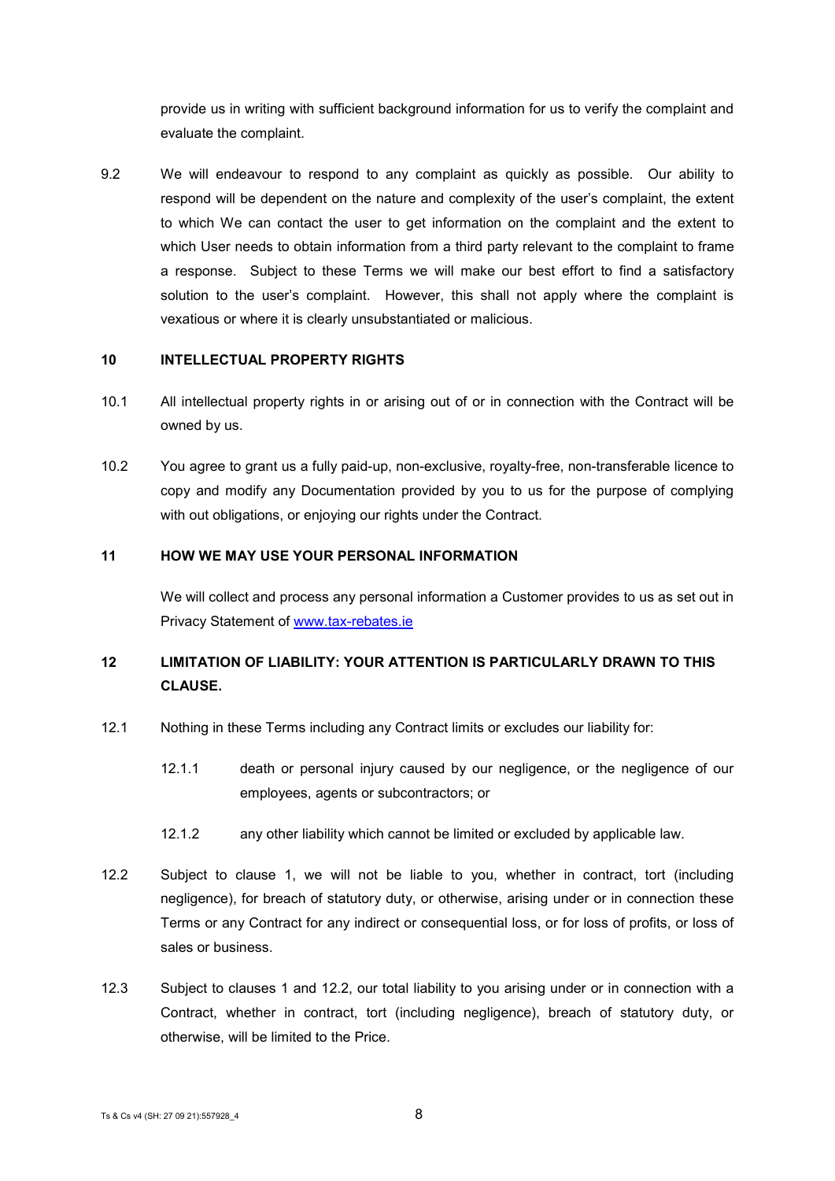provide us in writing with sufficient background information for us to verify the complaint and evaluate the complaint.

9.2 We will endeavour to respond to any complaint as quickly as possible. Our ability to respond will be dependent on the nature and complexity of the user's complaint, the extent to which We can contact the user to get information on the complaint and the extent to which User needs to obtain information from a third party relevant to the complaint to frame a response. Subject to these Terms we will make our best effort to find a satisfactory solution to the user's complaint. However, this shall not apply where the complaint is vexatious or where it is clearly unsubstantiated or malicious.

## 10 INTELLECTUAL PROPERTY RIGHTS

10.1 All intellectual property rights in or arising out of or in connection with the Contract will be owned by us.

10.2 You agree to grant us a fully paid-up, non-exclusive, royalty-free, non-transferable licence to copy and modify any Documentation provided by you to us for the purpose of complying with out obligations, or enjoying our rights under the Contract.

## 11 HOW WE MAY USE YOUR PERSONAL INFORMATION

We will collect and process any personal information a Customer provides to us as set out in Privacy Statement of [www.tax-rebates.ie](www.tax-rebates.ie)

## 12 LIMITATION OF LIABILITY: YOUR ATTENTION IS PARTICULARLY DRAWN TO THIS CLAUSE.

12.1 Nothing in these Terms including any Contract limits or excludes our liability for:

12.1.1 death or personal injury caused by our negligence, or the negligence of our employees, agents or subcontractors; or

12.1.2 any other liability which cannot be limited or excluded by applicable law.

12.2 Subject to clause 1, we will not be liable to you, whether in contract, tort (including negligence), for breach of statutory duty, or otherwise, arising under or in connection these Terms or any Contract for any indirect or consequential loss, or for loss of profits, or loss of sales or business.

12.3 Subject to clauses 1 and 12.2, our total liability to you arising under or in connection with a Contract, whether in contract, tort (including negligence), breach of statutory duty, or otherwise, will be limited to the Price.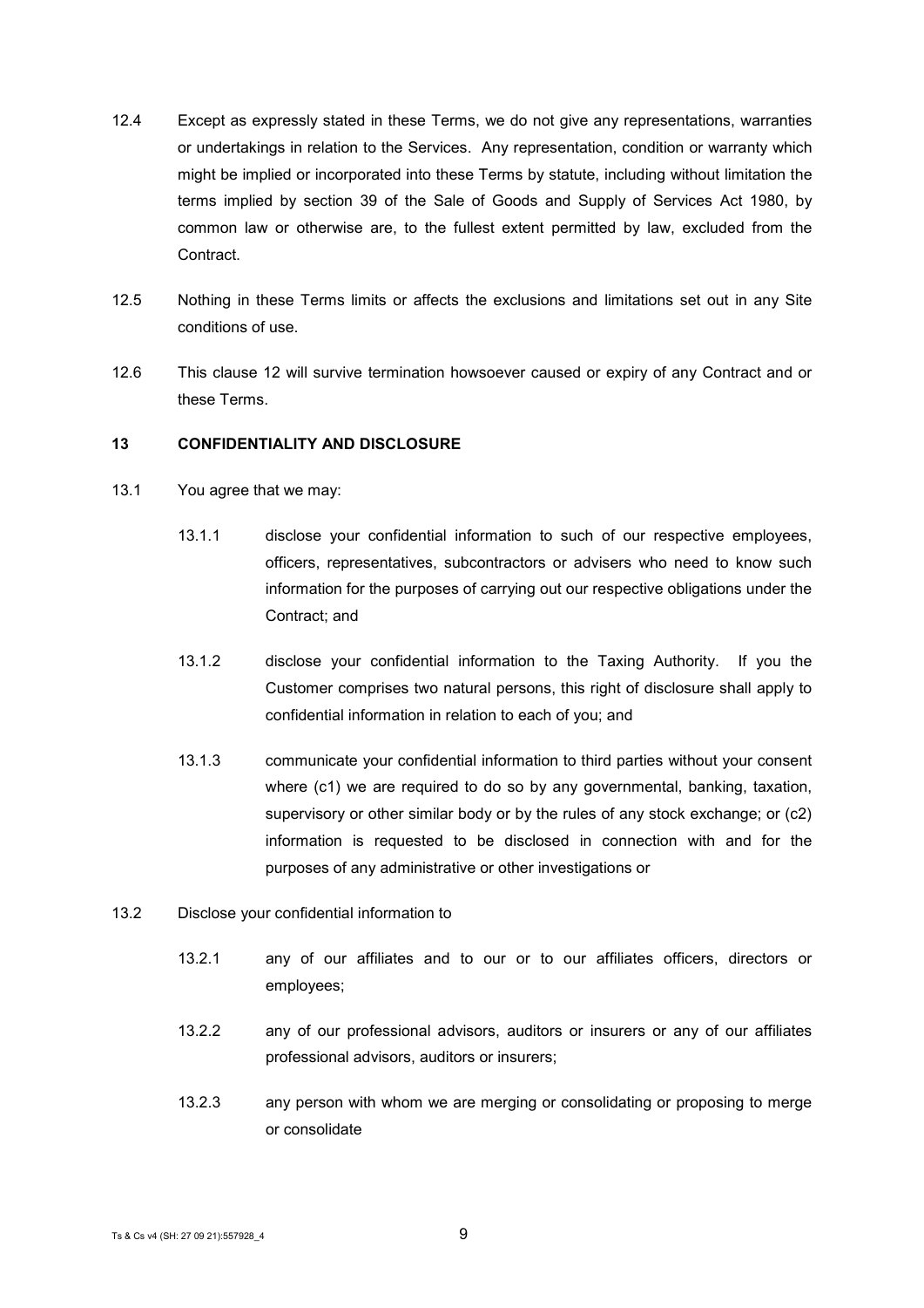12.4 Except as expressly stated in these Terms, we do not give any representations, warranties or undertakings in relation to the Services. Any representation, condition or warranty which might be implied or incorporated into these Terms by statute, including without limitation the terms implied by section 39 of the Sale of Goods and Supply of Services Act 1980, by common law or otherwise are, to the fullest extent permitted by law, excluded from the Contract.

12.5 Nothing in these Terms limits or affects the exclusions and limitations set out in any Site conditions of use.

12.6 This clause 12 will survive termination howsoever caused or expiry of any Contract and or these Terms.

## 13 CONFIDENTIALITY AND DISCLOSURE

13.1 You agree that we may:

13.1.1 disclose your confidential information to such of our respective employees, officers, representatives, subcontractors or advisers who need to know such information for the purposes of carrying out our respective obligations under the Contract; and

13.1.2 disclose your confidential information to the Taxing Authority. If you the Customer comprises two natural persons, this right of disclosure shall apply to confidential information in relation to each of you; and

13.1.3 communicate your confidential information to third parties without your consent where (c1) we are required to do so by any governmental, banking, taxation, supervisory or other similar body or by the rules of any stock exchange; or (c2) information is requested to be disclosed in connection with and for the purposes of any administrative or other investigations or

13.2 Disclose your confidential information to

13.2.1 any of our affiliates and to our or to our affiliates officers, directors or employees;

13.2.2 any of our professional advisors, auditors or insurers or any of our affiliates professional advisors, auditors or insurers;

13.2.3 any person with whom we are merging or consolidating or proposing to merge or consolidate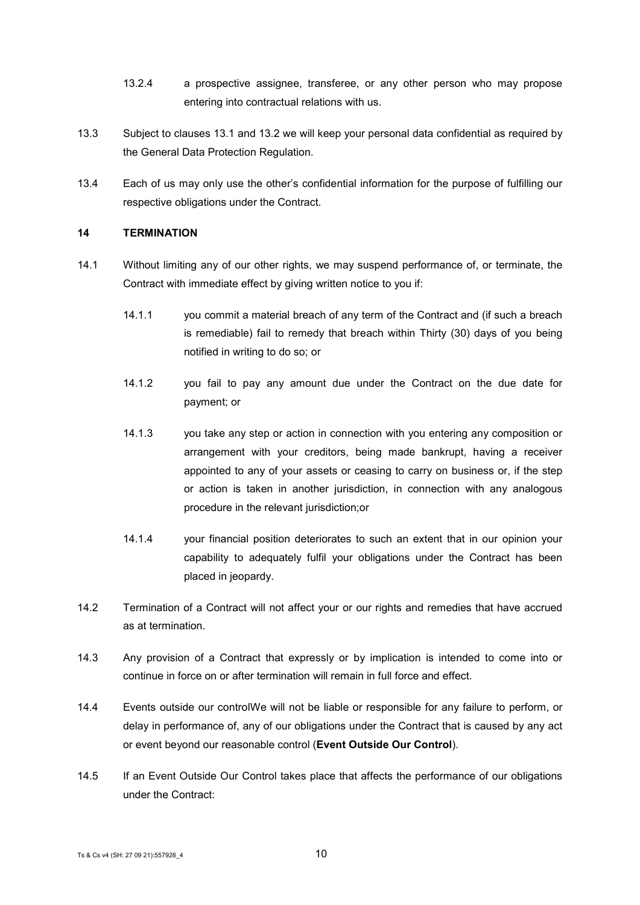13.2.4 a prospective assignee, transferee, or any other person who may propose entering into contractual relations with us.

13.3 Subject to clauses 13.1 and 13.2 we will keep your personal data confidential as required by the General Data Protection Regulation.

13.4 Each of us may only use the other's confidential information for the purpose of fulfilling our respective obligations under the Contract.

## 14 TERMINATION

14.1 Without limiting any of our other rights, we may suspend performance of, or terminate, the Contract with immediate effect by giving written notice to you if:

14.1.1 you commit a material breach of any term of the Contract and (if such a breach is remediable) fail to remedy that breach within Thirty (30) days of you being notified in writing to do so; or

14.1.2 you fail to pay any amount due under the Contract on the due date for payment; or

14.1.3 you take any step or action in connection with you entering any composition or arrangement with your creditors, being made bankrupt, having a receiver appointed to any of your assets or ceasing to carry on business or, if the step or action is taken in another jurisdiction, in connection with any analogous procedure in the relevant jurisdiction;or

14.1.4 your financial position deteriorates to such an extent that in our opinion your capability to adequately fulfil your obligations under the Contract has been placed in jeopardy.

14.2 Termination of a Contract will not affect your or our rights and remedies that have accrued as at termination.

14.3 Any provision of a Contract that expressly or by implication is intended to come into or continue in force on or after termination will remain in full force and effect.

14.4 Events outside our controlWe will not be liable or responsible for any failure to perform, or delay in performance of, any of our obligations under the Contract that is caused by any act or event beyond our reasonable control (**Event Outside Our Control**).

14.5 If an Event Outside Our Control takes place that affects the performance of our obligations under the Contract: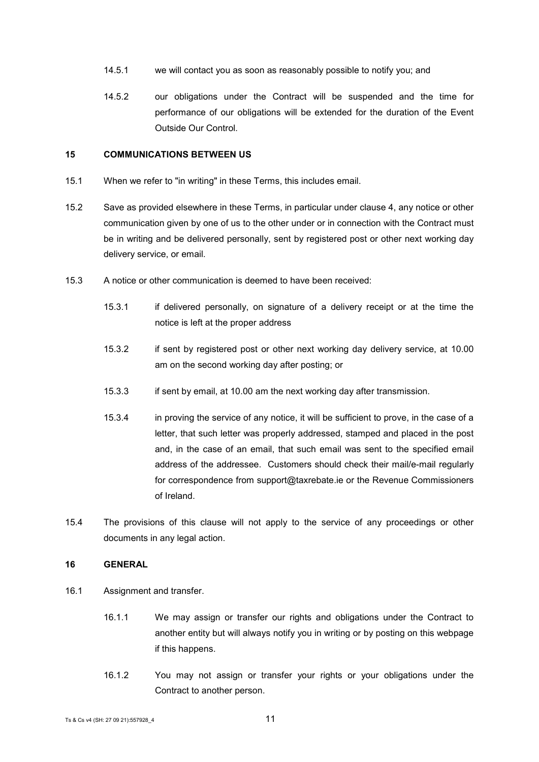14.5.1 we will contact you as soon as reasonably possible to notify you; and

14.5.2 our obligations under the Contract will be suspended and the time for performance of our obligations will be extended for the duration of the Event Outside Our Control.

## 15 COMMUNICATIONS BETWEEN US

15.1 When we refer to "in writing" in these Terms, this includes email.

15.2 Save as provided elsewhere in these Terms, in particular under clause 4, any notice or other communication given by one of us to the other under or in connection with the Contract must be in writing and be delivered personally, sent by registered post or other next working day delivery service, or email.

15.3 A notice or other communication is deemed to have been received:

15.3.1 if delivered personally, on signature of a delivery receipt or at the time the notice is left at the proper address

15.3.2 if sent by registered post or other next working day delivery service, at 10.00 am on the second working day after posting; or

15.3.3 if sent by email, at 10.00 am the next working day after transmission.

15.3.4 in proving the service of any notice, it will be sufficient to prove, in the case of a letter, that such letter was properly addressed, stamped and placed in the post and, in the case of an email, that such email was sent to the specified email address of the addressee. Customers should check their mail/e-mail regularly for correspondence from support@taxrebate.ie or the Revenue Commissioners of Ireland.

15.4 The provisions of this clause will not apply to the service of any proceedings or other documents in any legal action.

## 16 GENERAL

16.1 Assignment and transfer.

16.1.1 We may assign or transfer our rights and obligations under the Contract to another entity but will always notify you in writing or by posting on this webpage if this happens.

16.1.2 You may not assign or transfer your rights or your obligations under the Contract to another person.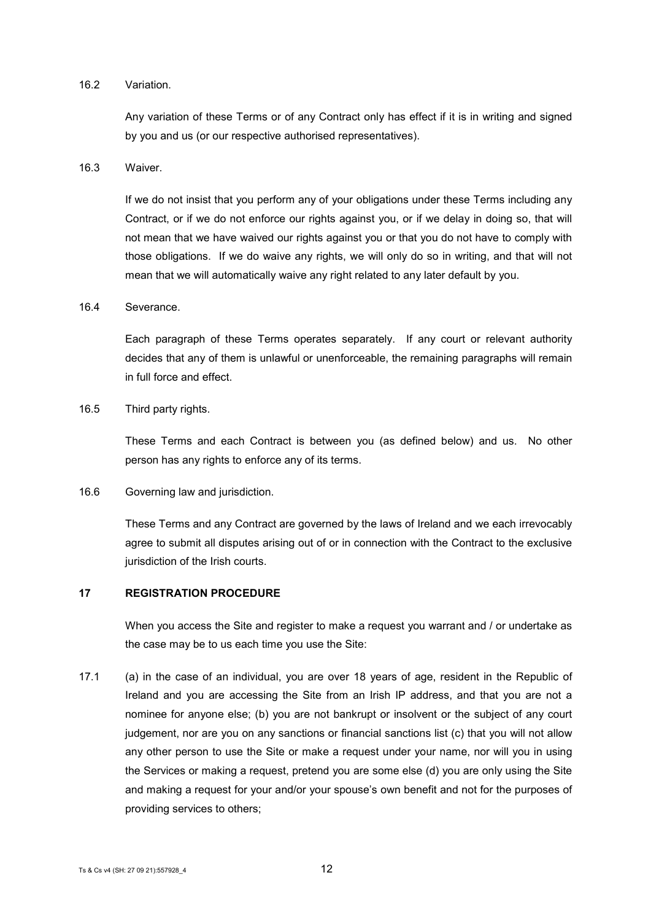16.2 Variation.

Any variation of these Terms or of any Contract only has effect if it is in writing and signed by you and us (or our respective authorised representatives).

16.3 Waiver.

If we do not insist that you perform any of your obligations under these Terms including any Contract, or if we do not enforce our rights against you, or if we delay in doing so, that will not mean that we have waived our rights against you or that you do not have to comply with those obligations. If we do waive any rights, we will only do so in writing, and that will not mean that we will automatically waive any right related to any later default by you.

16.4 Severance.

Each paragraph of these Terms operates separately. If any court or relevant authority decides that any of them is unlawful or unenforceable, the remaining paragraphs will remain in full force and effect.

16.5 Third party rights.

These Terms and each Contract is between you (as defined below) and us. No other person has any rights to enforce any of its terms.

16.6 Governing law and jurisdiction.

These Terms and any Contract are governed by the laws of Ireland and we each irrevocably agree to submit all disputes arising out of or in connection with the Contract to the exclusive jurisdiction of the Irish courts.

## 17 REGISTRATION PROCEDURE

When you access the Site and register to make a request you warrant and / or undertake as the case may be to us each time you use the Site:

17.1 (a) in the case of an individual, you are over 18 years of age, resident in the Republic of Ireland and you are accessing the Site from an Irish IP address, and that you are not a nominee for anyone else; (b) you are not bankrupt or insolvent or the subject of any court judgement, nor are you on any sanctions or financial sanctions list (c) that you will not allow any other person to use the Site or make a request under your name, nor will you in using the Services or making a request, pretend you are some else (d) you are only using the Site and making a request for your and/or your spouse's own benefit and not for the purposes of providing services to others;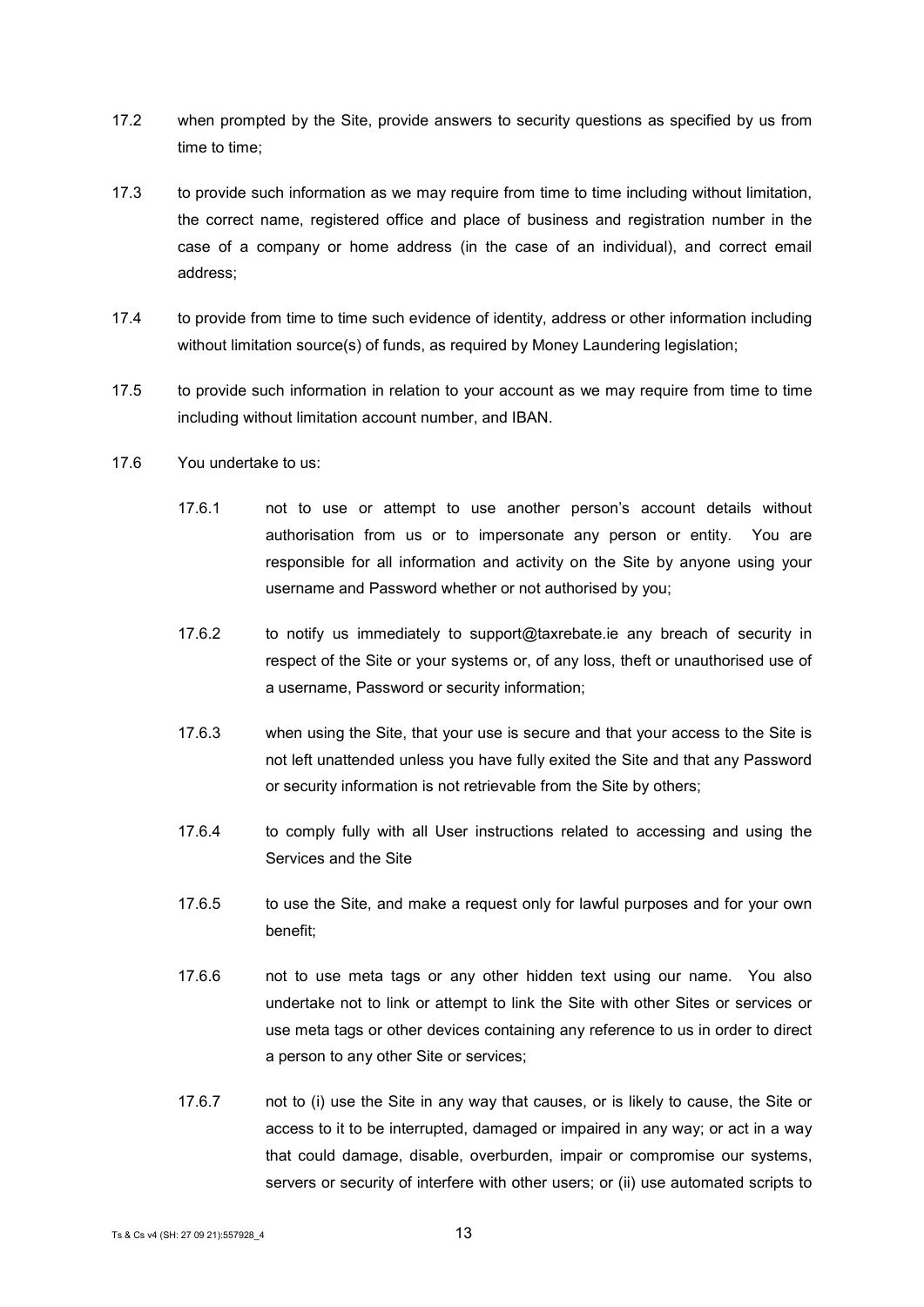17.2 when prompted by the Site, provide answers to security questions as specified by us from time to time;

17.3 to provide such information as we may require from time to time including without limitation, the correct name, registered office and place of business and registration number in the case of a company or home address (in the case of an individual), and correct email address;

17.4 to provide from time to time such evidence of identity, address or other information including without limitation source(s) of funds, as required by Money Laundering legislation;

17.5 to provide such information in relation to your account as we may require from time to time including without limitation account number, and IBAN.

17.6 You undertake to us:

17.6.1 not to use or attempt to use another person's account details without authorisation from us or to impersonate any person or entity. You are responsible for all information and activity on the Site by anyone using your username and Password whether or not authorised by you;

17.6.2 to notify us immediately to support@taxrebate.ie any breach of security in respect of the Site or your systems or, of any loss, theft or unauthorised use of a username, Password or security information;

17.6.3 when using the Site, that your use is secure and that your access to the Site is not left unattended unless you have fully exited the Site and that any Password or security information is not retrievable from the Site by others;

17.6.4 to comply fully with all User instructions related to accessing and using the Services and the Site

17.6.5 to use the Site, and make a request only for lawful purposes and for your own benefit;

17.6.6 not to use meta tags or any other hidden text using our name. You also undertake not to link or attempt to link the Site with other Sites or services or use meta tags or other devices containing any reference to us in order to direct a person to any other Site or services;

17.6.7 not to (i) use the Site in any way that causes, or is likely to cause, the Site or access to it to be interrupted, damaged or impaired in any way; or act in a way that could damage, disable, overburden, impair or compromise our systems, servers or security of interfere with other users; or (ii) use automated scripts to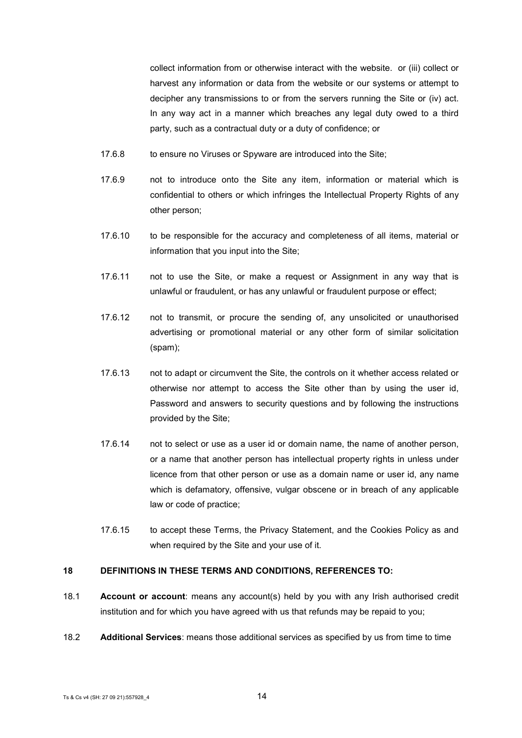collect information from or otherwise interact with the website. or (iii) collect or harvest any information or data from the website or our systems or attempt to decipher any transmissions to or from the servers running the Site or (iv) act. In any way act in a manner which breaches any legal duty owed to a third party, such as a contractual duty or a duty of confidence; or

17.6.8 to ensure no Viruses or Spyware are introduced into the Site;

17.6.9 not to introduce onto the Site any item, information or material which is confidential to others or which infringes the Intellectual Property Rights of any other person;

17.6.10 to be responsible for the accuracy and completeness of all items, material or information that you input into the Site;

17.6.11 not to use the Site, or make a request or Assignment in any way that is unlawful or fraudulent, or has any unlawful or fraudulent purpose or effect;

17.6.12 not to transmit, or procure the sending of, any unsolicited or unauthorised advertising or promotional material or any other form of similar solicitation (spam);

17.6.13 not to adapt or circumvent the Site, the controls on it whether access related or otherwise nor attempt to access the Site other than by using the user id, Password and answers to security questions and by following the instructions provided by the Site;

17.6.14 not to select or use as a user id or domain name, the name of another person, or a name that another person has intellectual property rights in unless under licence from that other person or use as a domain name or user id, any name which is defamatory, offensive, vulgar obscene or in breach of any applicable law or code of practice;

17.6.15 to accept these Terms, the Privacy Statement, and the Cookies Policy as and when required by the Site and your use of it.

## 18 DEFINITIONS IN THESE TERMS AND CONDITIONS, REFERENCES TO:

18.1 **Account or account**: means any account(s) held by you with any Irish authorised credit institution and for which you have agreed with us that refunds may be repaid to you;

18.2 **Additional Services**: means those additional services as specified by us from time to time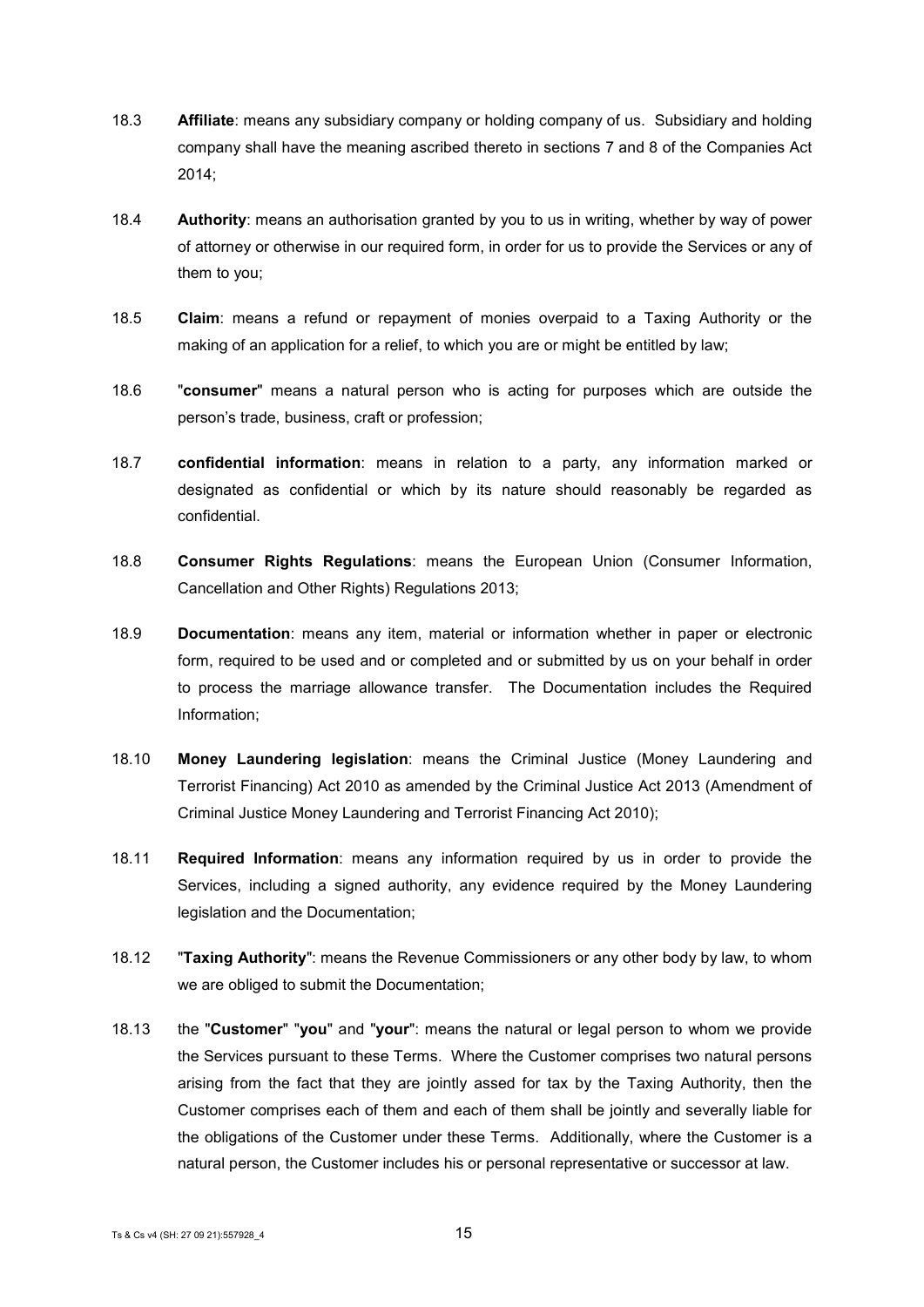18.3 **Affiliate**: means any subsidiary company or holding company of us. Subsidiary and holding company shall have the meaning ascribed thereto in sections 7 and 8 of the Companies Act 2014;

18.4 **Authority**: means an authorisation granted by you to us in writing, whether by way of power of attorney or otherwise in our required form, in order for us to provide the Services or any of them to you;

18.5 **Claim**: means a refund or repayment of monies overpaid to a Taxing Authority or the making of an application for a relief, to which you are or might be entitled by law;

18.6 "**consumer**" means a natural person who is acting for purposes which are outside the person's trade, business, craft or profession;

18.7 **confidential information**: means in relation to a party, any information marked or designated as confidential or which by its nature should reasonably be regarded as confidential.

18.8 **Consumer Rights Regulations**: means the European Union (Consumer Information, Cancellation and Other Rights) Regulations 2013;

18.9 **Documentation**: means any item, material or information whether in paper or electronic form, required to be used and or completed and or submitted by us on your behalf in order to process the marriage allowance transfer. The Documentation includes the Required Information;

18.10 **Money Laundering legislation**: means the Criminal Justice (Money Laundering and Terrorist Financing) Act 2010 as amended by the Criminal Justice Act 2013 (Amendment of Criminal Justice Money Laundering and Terrorist Financing Act 2010);

18.11 **Required Information**: means any information required by us in order to provide the Services, including a signed authority, any evidence required by the Money Laundering legislation and the Documentation;

18.12 "**Taxing Authority**": means the Revenue Commissioners or any other body by law, to whom we are obliged to submit the Documentation;

18.13 the "**Customer**" "**you**" and "**your**": means the natural or legal person to whom we provide the Services pursuant to these Terms. Where the Customer comprises two natural persons arising from the fact that they are jointly assed for tax by the Taxing Authority, then the Customer comprises each of them and each of them shall be jointly and severally liable for the obligations of the Customer under these Terms. Additionally, where the Customer is a natural person, the Customer includes his or personal representative or successor at law.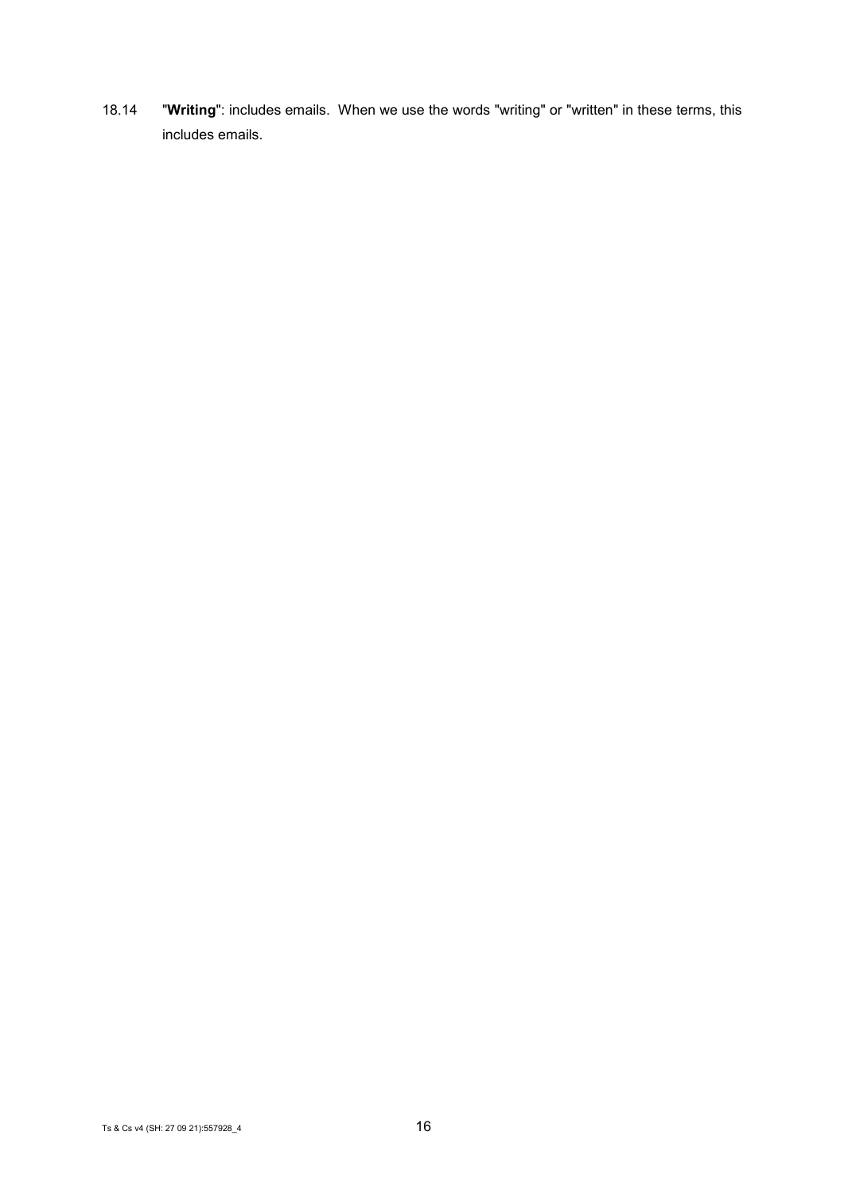18.14 "**Writing**": includes emails. When we use the words "writing" or "written" in these terms, this includes emails.